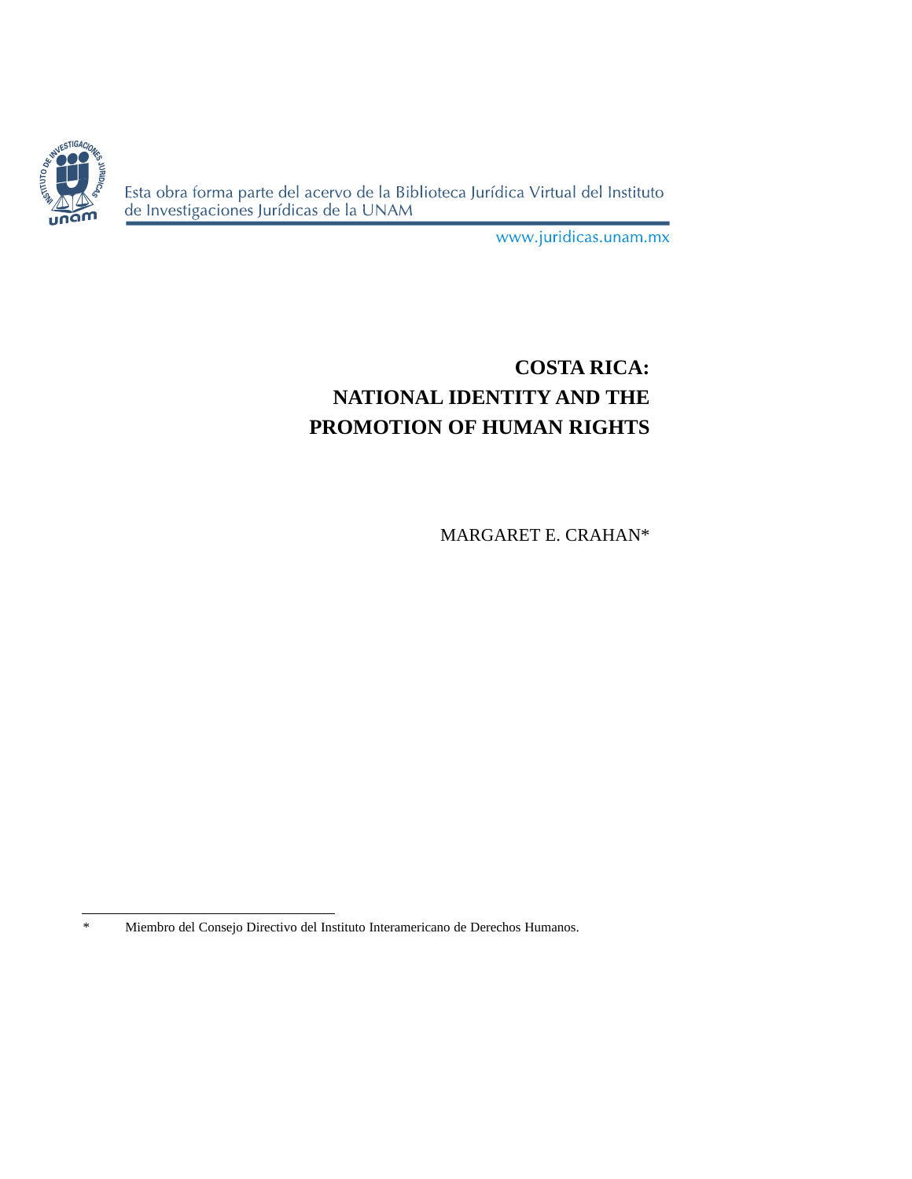Esta obra forma parte del acervo de la Biblioteca Jurídica Virtual del Instituto de Investigaciones Jurídicas de la UNAM

www.juridicas.unam.mx

# COSTA RICA: NATIONAL IDENTITY AND THE PROMOTION OF HUMAN RIGHTS

MARGARET E. CRAHAN*

---

* Miembro del Consejo Directivo del Instituto Interamericano de Derechos Humanos.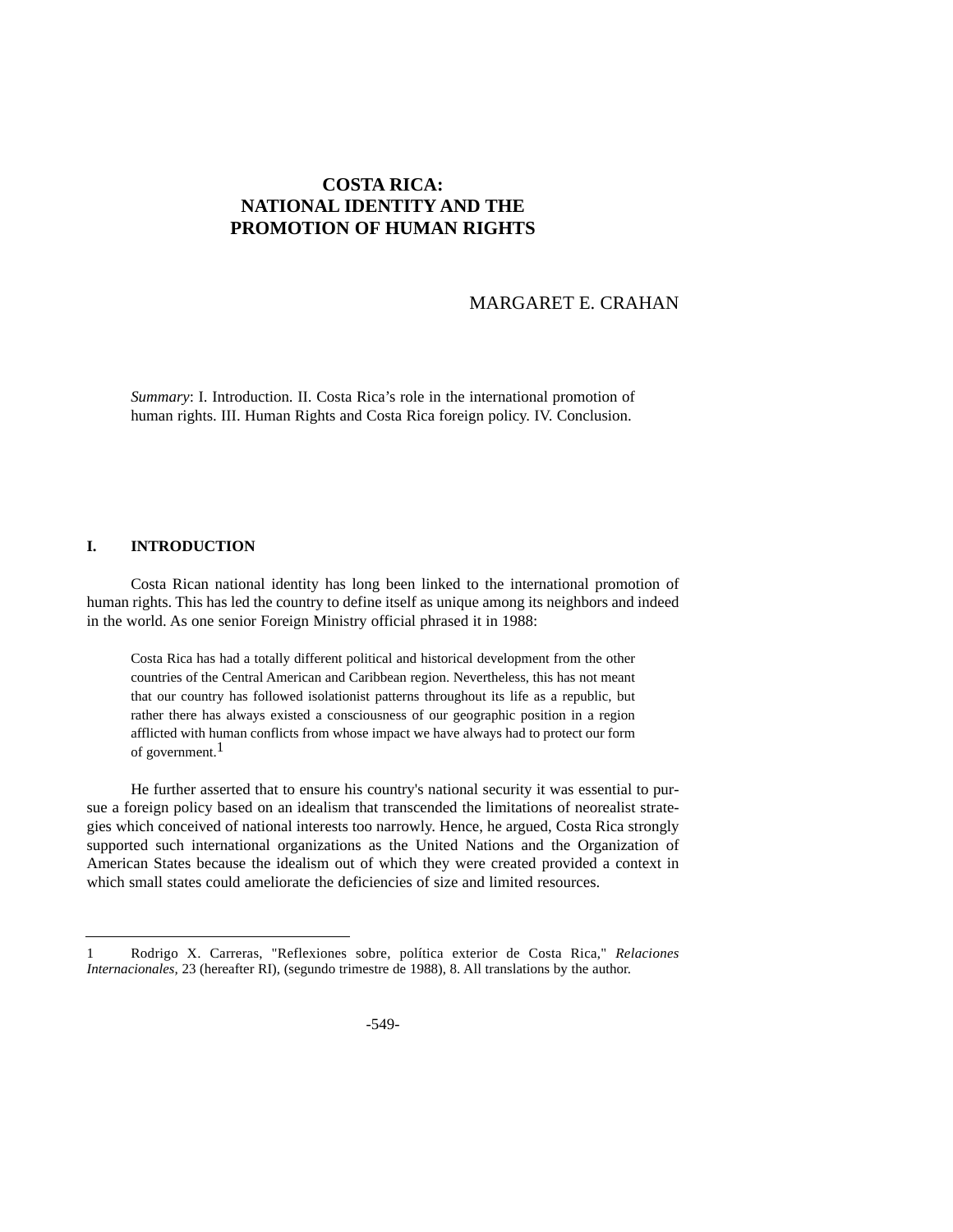# COSTA RICA: NATIONAL IDENTITY AND THE PROMOTION OF HUMAN RIGHTS

MARGARET E. CRAHAN

*Summary*: I. Introduction. II. Costa Rica's role in the international promotion of human rights. III. Human Rights and Costa Rica foreign policy. IV. Conclusion.

## I. INTRODUCTION

Costa Rican national identity has long been linked to the international promotion of human rights. This has led the country to define itself as unique among its neighbors and indeed in the world. As one senior Foreign Ministry official phrased it in 1988:

> Costa Rica has had a totally different political and historical development from the other countries of the Central American and Caribbean region. Nevertheless, this has not meant that our country has followed isolationist patterns throughout its life as a republic, but rather there has always existed a consciousness of our geographic position in a region afflicted with human conflicts from whose impact we have always had to protect our form of government.[1]

He further asserted that to ensure his country's national security it was essential to pursue a foreign policy based on an idealism that transcended the limitations of neorealist strategies which conceived of national interests too narrowly. Hence, he argued, Costa Rica strongly supported such international organizations as the United Nations and the Organization of American States because the idealism out of which they were created provided a context in which small states could ameliorate the deficiencies of size and limited resources.

---

1 Rodrigo X. Carreras, "Reflexiones sobre, política exterior de Costa Rica," *Relaciones Internacionales,* 23 (hereafter RI), (segundo trimestre de 1988), 8. All translations by the author.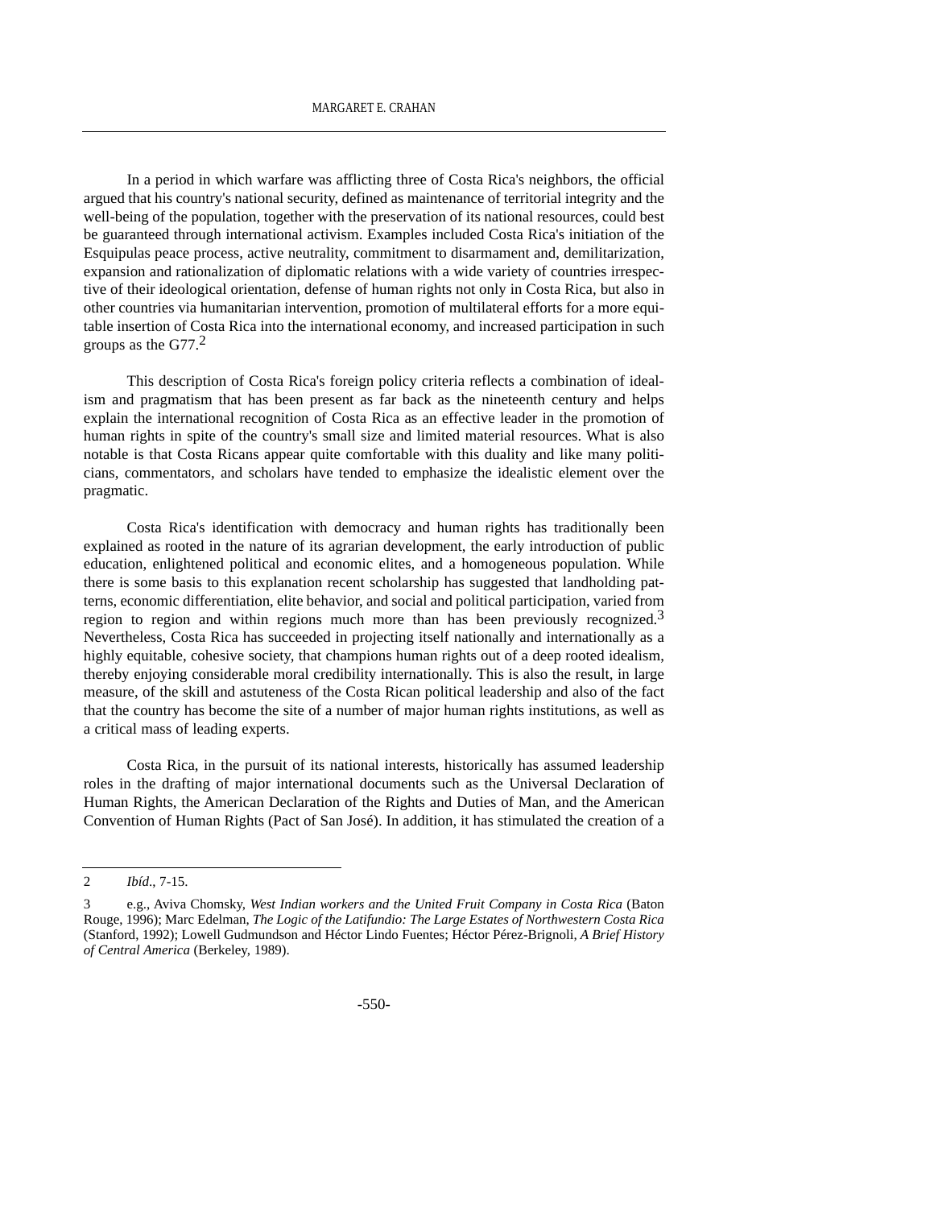In a period in which warfare was afflicting three of Costa Rica's neighbors, the official argued that his country's national security, defined as maintenance of territorial integrity and the well-being of the population, together with the preservation of its national resources, could best be guaranteed through international activism. Examples included Costa Rica's initiation of the Esquipulas peace process, active neutrality, commitment to disarmament and, demilitarization, expansion and rationalization of diplomatic relations with a wide variety of countries irrespective of their ideological orientation, defense of human rights not only in Costa Rica, but also in other countries via humanitarian intervention, promotion of multilateral efforts for a more equitable insertion of Costa Rica into the international economy, and increased participation in such groups as the G77.[2]

This description of Costa Rica's foreign policy criteria reflects a combination of idealism and pragmatism that has been present as far back as the nineteenth century and helps explain the international recognition of Costa Rica as an effective leader in the promotion of human rights in spite of the country's small size and limited material resources. What is also notable is that Costa Ricans appear quite comfortable with this duality and like many politicians, commentators, and scholars have tended to emphasize the idealistic element over the pragmatic.

Costa Rica's identification with democracy and human rights has traditionally been explained as rooted in the nature of its agrarian development, the early introduction of public education, enlightened political and economic elites, and a homogeneous population. While there is some basis to this explanation recent scholarship has suggested that landholding patterns, economic differentiation, elite behavior, and social and political participation, varied from region to region and within regions much more than has been previously recognized.[3] Nevertheless, Costa Rica has succeeded in projecting itself nationally and internationally as a highly equitable, cohesive society, that champions human rights out of a deep rooted idealism, thereby enjoying considerable moral credibility internationally. This is also the result, in large measure, of the skill and astuteness of the Costa Rican political leadership and also of the fact that the country has become the site of a number of major human rights institutions, as well as a critical mass of leading experts.

Costa Rica, in the pursuit of its national interests, historically has assumed leadership roles in the drafting of major international documents such as the Universal Declaration of Human Rights, the American Declaration of the Rights and Duties of Man, and the American Convention of Human Rights (Pact of San José). In addition, it has stimulated the creation of a

---

2 *Ibíd*., 7-15.

3 e.g., Aviva Chomsky, *West Indian workers and the United Fruit Company in Costa Rica* (Baton Rouge, 1996); Marc Edelman, *The Logic of the Latifundio: The Large Estates of Northwestern Costa Rica* (Stanford, 1992); Lowell Gudmundson and Héctor Lindo Fuentes; Héctor Pérez-Brignoli, *A Brief History of Central America* (Berkeley, 1989).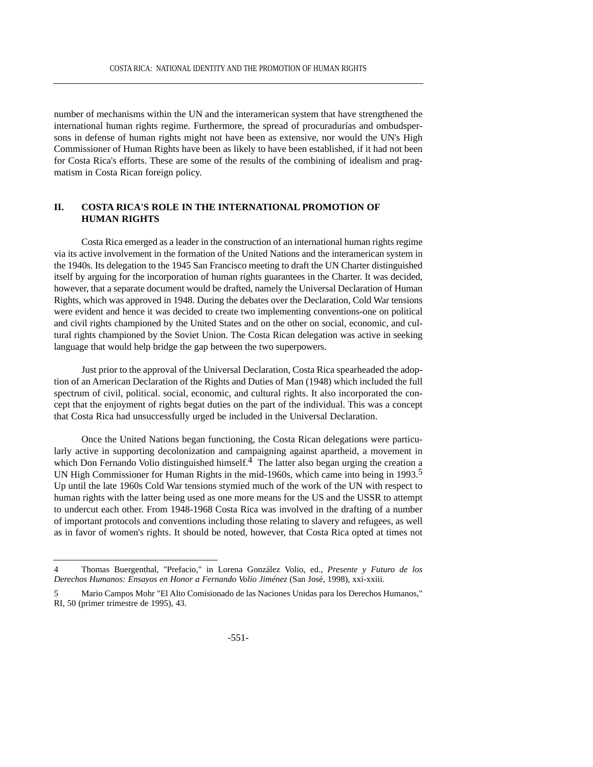number of mechanisms within the UN and the interamerican system that have strengthened the international human rights regime. Furthermore, the spread of procuradurías and ombudspersons in defense of human rights might not have been as extensive, nor would the UN's High Commissioner of Human Rights have been as likely to have been established, if it had not been for Costa Rica's efforts. These are some of the results of the combining of idealism and pragmatism in Costa Rican foreign policy.

## II. COSTA RICA'S ROLE IN THE INTERNATIONAL PROMOTION OF HUMAN RIGHTS

Costa Rica emerged as a leader in the construction of an international human rights regime via its active involvement in the formation of the United Nations and the interamerican system in the 1940s. Its delegation to the 1945 San Francisco meeting to draft the UN Charter distinguished itself by arguing for the incorporation of human rights guarantees in the Charter. It was decided, however, that a separate document would be drafted, namely the Universal Declaration of Human Rights, which was approved in 1948. During the debates over the Declaration, Cold War tensions were evident and hence it was decided to create two implementing conventions-one on political and civil rights championed by the United States and on the other on social, economic, and cultural rights championed by the Soviet Union. The Costa Rican delegation was active in seeking language that would help bridge the gap between the two superpowers.

Just prior to the approval of the Universal Declaration, Costa Rica spearheaded the adoption of an American Declaration of the Rights and Duties of Man (1948) which included the full spectrum of civil, political. social, economic, and cultural rights. It also incorporated the concept that the enjoyment of rights begat duties on the part of the individual. This was a concept that Costa Rica had unsuccessfully urged be included in the Universal Declaration.

Once the United Nations began functioning, the Costa Rican delegations were particularly active in supporting decolonization and campaigning against apartheid, a movement in which Don Fernando Volio distinguished himself.[4] The latter also began urging the creation a UN High Commissioner for Human Rights in the mid-1960s, which came into being in 1993.[5] Up until the late 1960s Cold War tensions stymied much of the work of the UN with respect to human rights with the latter being used as one more means for the US and the USSR to attempt to undercut each other. From 1948-1968 Costa Rica was involved in the drafting of a number of important protocols and conventions including those relating to slavery and refugees, as well as in favor of women's rights. It should be noted, however, that Costa Rica opted at times not

---

4 Thomas Buergenthal, "Prefacio," in Lorena González Volio, ed., *Presente y Futuro de los Derechos Humanos: Ensayos en Honor a Fernando Volio Jiménez* (San José, 1998), xxi-xxiii.

5 Mario Campos Mohr "El Alto Comisionado de las Naciones Unidas para los Derechos Humanos," RI, 50 (primer trimestre de 1995), 43.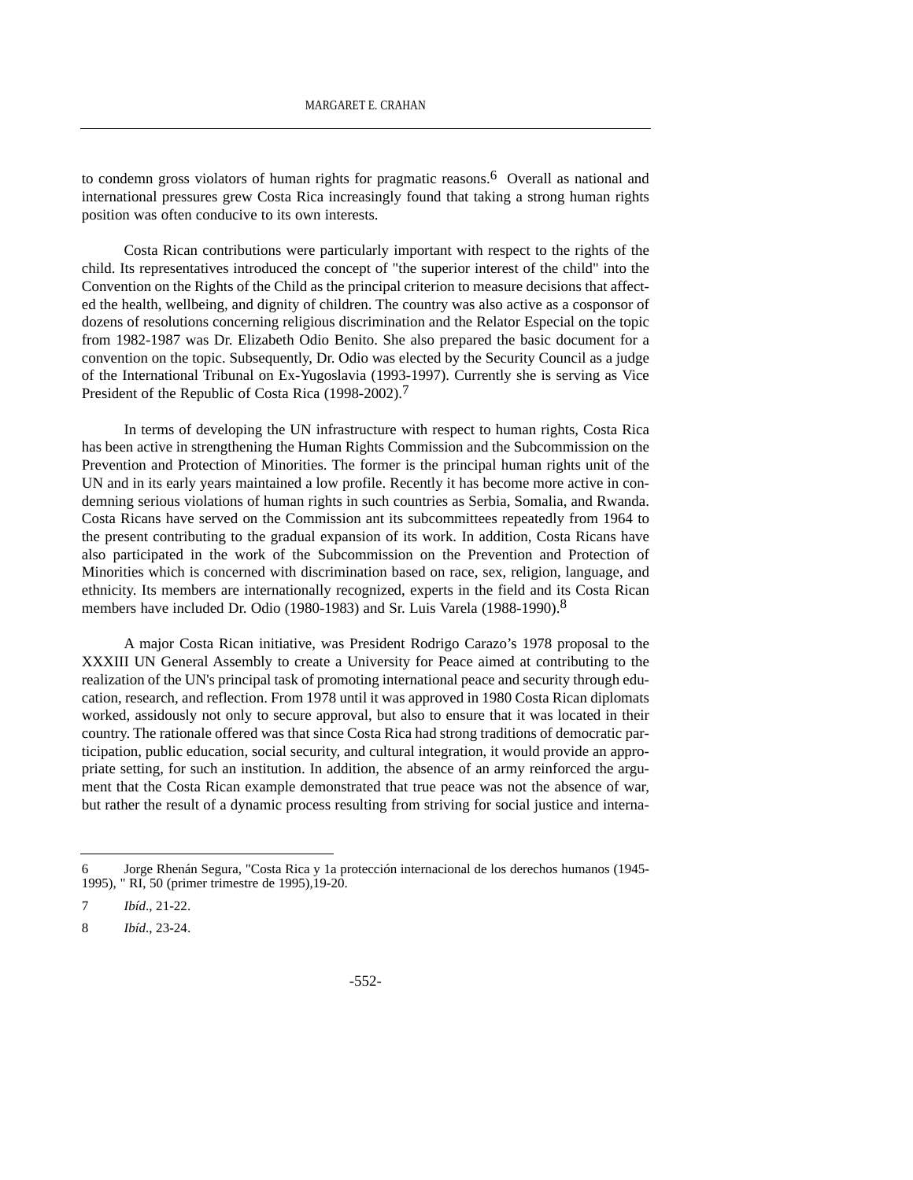to condemn gross violators of human rights for pragmatic reasons.[6] Overall as national and international pressures grew Costa Rica increasingly found that taking a strong human rights position was often conducive to its own interests.

Costa Rican contributions were particularly important with respect to the rights of the child. Its representatives introduced the concept of "the superior interest of the child" into the Convention on the Rights of the Child as the principal criterion to measure decisions that affected the health, wellbeing, and dignity of children. The country was also active as a cosponsor of dozens of resolutions concerning religious discrimination and the Relator Especial on the topic from 1982-1987 was Dr. Elizabeth Odio Benito. She also prepared the basic document for a convention on the topic. Subsequently, Dr. Odio was elected by the Security Council as a judge of the International Tribunal on Ex-Yugoslavia (1993-1997). Currently she is serving as Vice President of the Republic of Costa Rica (1998-2002).[7]

In terms of developing the UN infrastructure with respect to human rights, Costa Rica has been active in strengthening the Human Rights Commission and the Subcommission on the Prevention and Protection of Minorities. The former is the principal human rights unit of the UN and in its early years maintained a low profile. Recently it has become more active in condemning serious violations of human rights in such countries as Serbia, Somalia, and Rwanda. Costa Ricans have served on the Commission ant its subcommittees repeatedly from 1964 to the present contributing to the gradual expansion of its work. In addition, Costa Ricans have also participated in the work of the Subcommission on the Prevention and Protection of Minorities which is concerned with discrimination based on race, sex, religion, language, and ethnicity. Its members are internationally recognized, experts in the field and its Costa Rican members have included Dr. Odio (1980-1983) and Sr. Luis Varela (1988-1990).[8]

A major Costa Rican initiative, was President Rodrigo Carazo's 1978 proposal to the XXXIII UN General Assembly to create a University for Peace aimed at contributing to the realization of the UN's principal task of promoting international peace and security through education, research, and reflection. From 1978 until it was approved in 1980 Costa Rican diplomats worked, assidously not only to secure approval, but also to ensure that it was located in their country. The rationale offered was that since Costa Rica had strong traditions of democratic participation, public education, social security, and cultural integration, it would provide an appropriate setting, for such an institution. In addition, the absence of an army reinforced the argument that the Costa Rican example demonstrated that true peace was not the absence of war, but rather the result of a dynamic process resulting from striving for social justice and interna-

---

6 Jorge Rhenán Segura, "Costa Rica y 1a protección internacional de los derechos humanos (1945-1995), " RI, 50 (primer trimestre de 1995),19-20.

7 *Ibíd*., 21-22.

8 *Ibíd*., 23-24.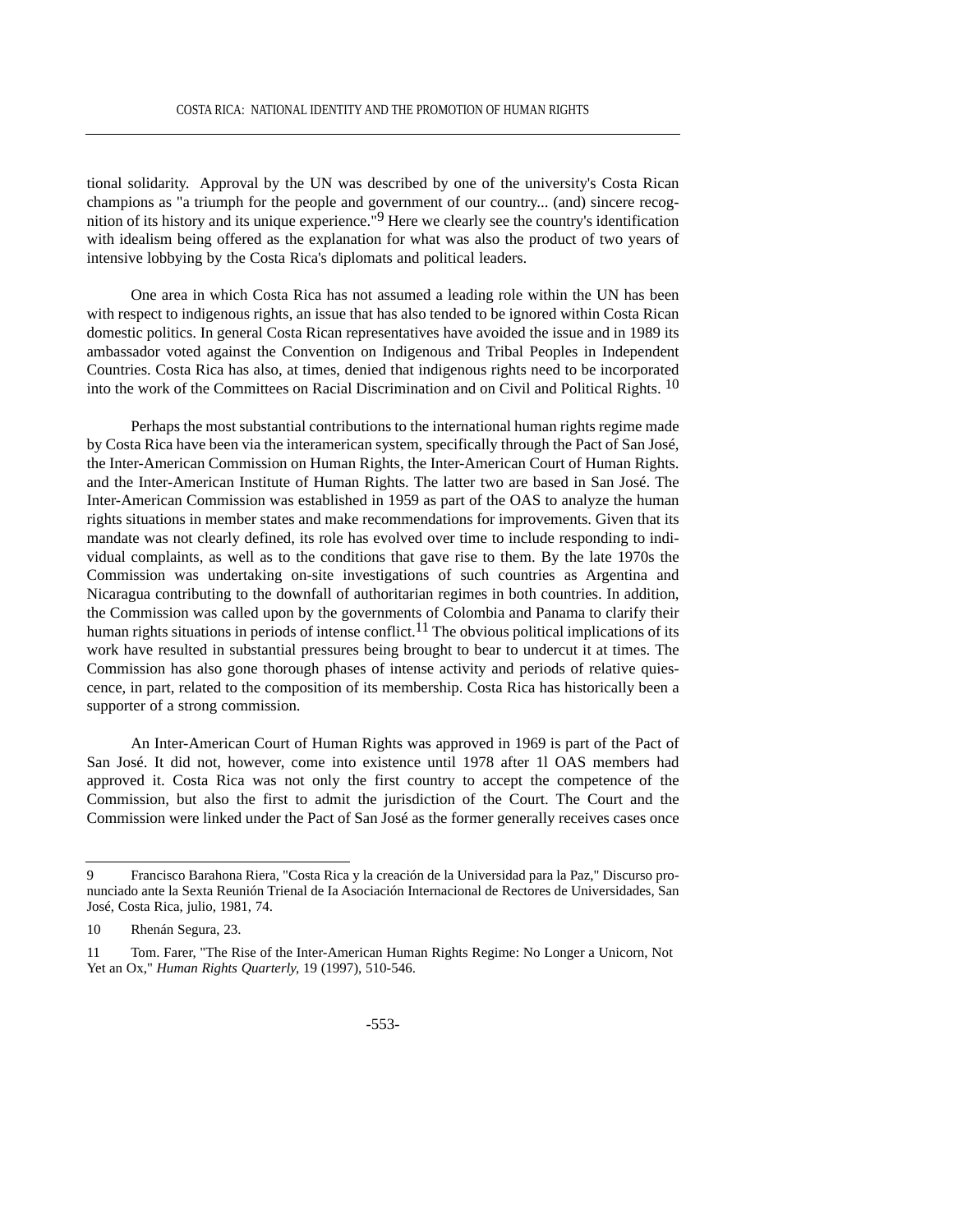tional solidarity. Approval by the UN was described by one of the university's Costa Rican champions as "a triumph for the people and government of our country... (and) sincere recognition of its history and its unique experience."[9] Here we clearly see the country's identification with idealism being offered as the explanation for what was also the product of two years of intensive lobbying by the Costa Rica's diplomats and political leaders.

One area in which Costa Rica has not assumed a leading role within the UN has been with respect to indigenous rights, an issue that has also tended to be ignored within Costa Rican domestic politics. In general Costa Rican representatives have avoided the issue and in 1989 its ambassador voted against the Convention on Indigenous and Tribal Peoples in Independent Countries. Costa Rica has also, at times, denied that indigenous rights need to be incorporated into the work of the Committees on Racial Discrimination and on Civil and Political Rights. [10]

Perhaps the most substantial contributions to the international human rights regime made by Costa Rica have been via the interamerican system, specifically through the Pact of San José, the Inter-American Commission on Human Rights, the Inter-American Court of Human Rights. and the Inter-American Institute of Human Rights. The latter two are based in San José. The Inter-American Commission was established in 1959 as part of the OAS to analyze the human rights situations in member states and make recommendations for improvements. Given that its mandate was not clearly defined, its role has evolved over time to include responding to individual complaints, as well as to the conditions that gave rise to them. By the late 1970s the Commission was undertaking on-site investigations of such countries as Argentina and Nicaragua contributing to the downfall of authoritarian regimes in both countries. In addition, the Commission was called upon by the governments of Colombia and Panama to clarify their human rights situations in periods of intense conflict.[11] The obvious political implications of its work have resulted in substantial pressures being brought to bear to undercut it at times. The Commission has also gone thorough phases of intense activity and periods of relative quiescence, in part, related to the composition of its membership. Costa Rica has historically been a supporter of a strong commission.

An Inter-American Court of Human Rights was approved in 1969 is part of the Pact of San José. It did not, however, come into existence until 1978 after 1l OAS members had approved it. Costa Rica was not only the first country to accept the competence of the Commission, but also the first to admit the jurisdiction of the Court. The Court and the Commission were linked under the Pact of San José as the former generally receives cases once

---

9 Francisco Barahona Riera, "Costa Rica y la creación de la Universidad para la Paz," Discurso pronunciado ante la Sexta Reunión Trienal de Ia Asociación Internacional de Rectores de Universidades, San José, Costa Rica, julio, 1981, 74.

10 Rhenán Segura, 23.

11 Tom. Farer, "The Rise of the Inter-American Human Rights Regime: No Longer a Unicorn, Not Yet an Ox," *Human Rights Quarterly*, 19 (1997), 510-546.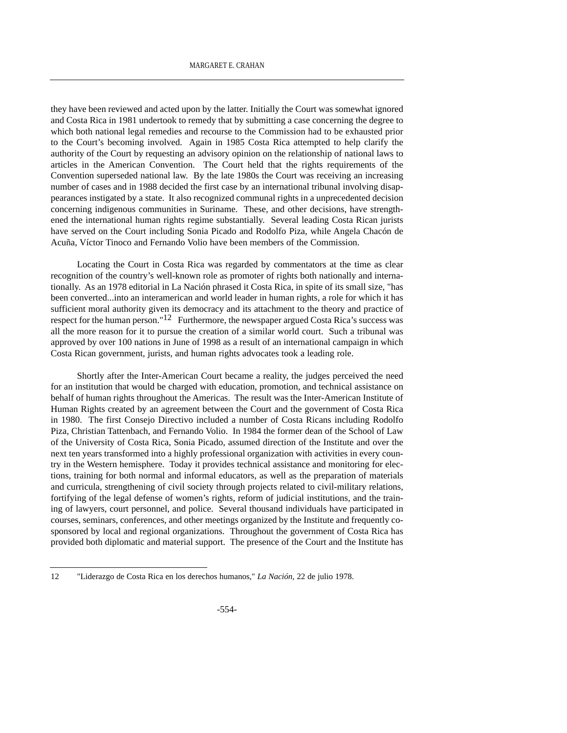they have been reviewed and acted upon by the latter. Initially the Court was somewhat ignored and Costa Rica in 1981 undertook to remedy that by submitting a case concerning the degree to which both national legal remedies and recourse to the Commission had to be exhausted prior to the Court's becoming involved. Again in 1985 Costa Rica attempted to help clarify the authority of the Court by requesting an advisory opinion on the relationship of national laws to articles in the American Convention. The Court held that the rights requirements of the Convention superseded national law. By the late 1980s the Court was receiving an increasing number of cases and in 1988 decided the first case by an international tribunal involving disappearances instigated by a state. It also recognized communal rights in a unprecedented decision concerning indigenous communities in Suriname. These, and other decisions, have strengthened the international human rights regime substantially. Several leading Costa Rican jurists have served on the Court including Sonia Picado and Rodolfo Piza, while Angela Chacón de Acuña, Víctor Tinoco and Fernando Volio have been members of the Commission.

Locating the Court in Costa Rica was regarded by commentators at the time as clear recognition of the country's well-known role as promoter of rights both nationally and internationally. As an 1978 editorial in La Nación phrased it Costa Rica, in spite of its small size, "has been converted...into an interamerican and world leader in human rights, a role for which it has sufficient moral authority given its democracy and its attachment to the theory and practice of respect for the human person."[12] Furthermore, the newspaper argued Costa Rica's success was all the more reason for it to pursue the creation of a similar world court. Such a tribunal was approved by over 100 nations in June of 1998 as a result of an international campaign in which Costa Rican government, jurists, and human rights advocates took a leading role.

Shortly after the Inter-American Court became a reality, the judges perceived the need for an institution that would be charged with education, promotion, and technical assistance on behalf of human rights throughout the Americas. The result was the Inter-American Institute of Human Rights created by an agreement between the Court and the government of Costa Rica in 1980. The first Consejo Directivo included a number of Costa Ricans including Rodolfo Piza, Christian Tattenbach, and Fernando Volio. In 1984 the former dean of the School of Law of the University of Costa Rica, Sonia Picado, assumed direction of the Institute and over the next ten years transformed into a highly professional organization with activities in every country in the Western hemisphere. Today it provides technical assistance and monitoring for elections, training for both normal and informal educators, as well as the preparation of materials and curricula, strengthening of civil society through projects related to civil-military relations, fortifying of the legal defense of women's rights, reform of judicial institutions, and the training of lawyers, court personnel, and police. Several thousand individuals have participated in courses, seminars, conferences, and other meetings organized by the Institute and frequently cosponsored by local and regional organizations. Throughout the government of Costa Rica has provided both diplomatic and material support. The presence of the Court and the Institute has

---

12 "Liderazgo de Costa Rica en los derechos humanos," *La Nación*, 22 de julio 1978.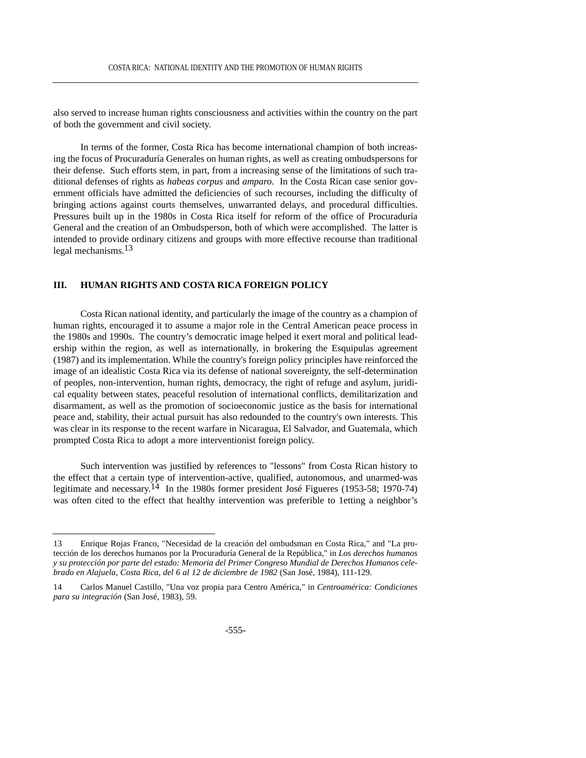also served to increase human rights consciousness and activities within the country on the part of both the government and civil society.

In terms of the former, Costa Rica has become international champion of both increasing the focus of Procuraduría Generales on human rights, as well as creating ombudspersons for their defense. Such efforts stem, in part, from a increasing sense of the limitations of such traditional defenses of rights as *habeas corpus* and *amparo.* In the Costa Rican case senior government officials have admitted the deficiencies of such recourses, including the difficulty of bringing actions against courts themselves, unwarranted delays, and procedural difficulties. Pressures built up in the 1980s in Costa Rica itself for reform of the office of Procuraduría General and the creation of an Ombudsperson, both of which were accomplished. The latter is intended to provide ordinary citizens and groups with more effective recourse than traditional legal mechanisms.[13]

## III. HUMAN RIGHTS AND COSTA RICA FOREIGN POLICY

Costa Rican national identity, and particularly the image of the country as a champion of human rights, encouraged it to assume a major role in the Central American peace process in the 1980s and 1990s. The country's democratic image helped it exert moral and political leadership within the region, as well as internationally, in brokering the Esquipulas agreement (1987) and its implementation. While the country's foreign policy principles have reinforced the image of an idealistic Costa Rica via its defense of national sovereignty, the self-determination of peoples, non-intervention, human rights, democracy, the right of refuge and asylum, juridical equality between states, peaceful resolution of international conflicts, demilitarization and disarmament, as well as the promotion of socioeconomic justice as the basis for international peace and, stability, their actual pursuit has also redounded to the country's own interests. This was clear in its response to the recent warfare in Nicaragua, El Salvador, and Guatemala, which prompted Costa Rica to adopt a more interventionist foreign policy.

Such intervention was justified by references to "lessons" from Costa Rican history to the effect that a certain type of intervention-active, qualified, autonomous, and unarmed-was legitimate and necessary.[14] In the 1980s former president José Figueres (1953-58; 1970-74) was often cited to the effect that healthy intervention was preferible to 1etting a neighbor's

---

13 Enrique Rojas Franco, "Necesidad de la creación del ombudsman en Costa Rica," and "La protección de los derechos humanos por la Procuraduría General de la República," in *Los derechos humanos y su protección por parte del estado: Memoria del Primer Congreso Mundial de Derechos Humanos celebrado en Alajuela, Costa Rica, del 6 al 12 de diciembre de 1982* (San José, 1984), 111-129.

14 Carlos Manuel Castillo, "Una voz propia para Centro América," in *Centroamérica: Condiciones para su integración* (San José, 1983), 59.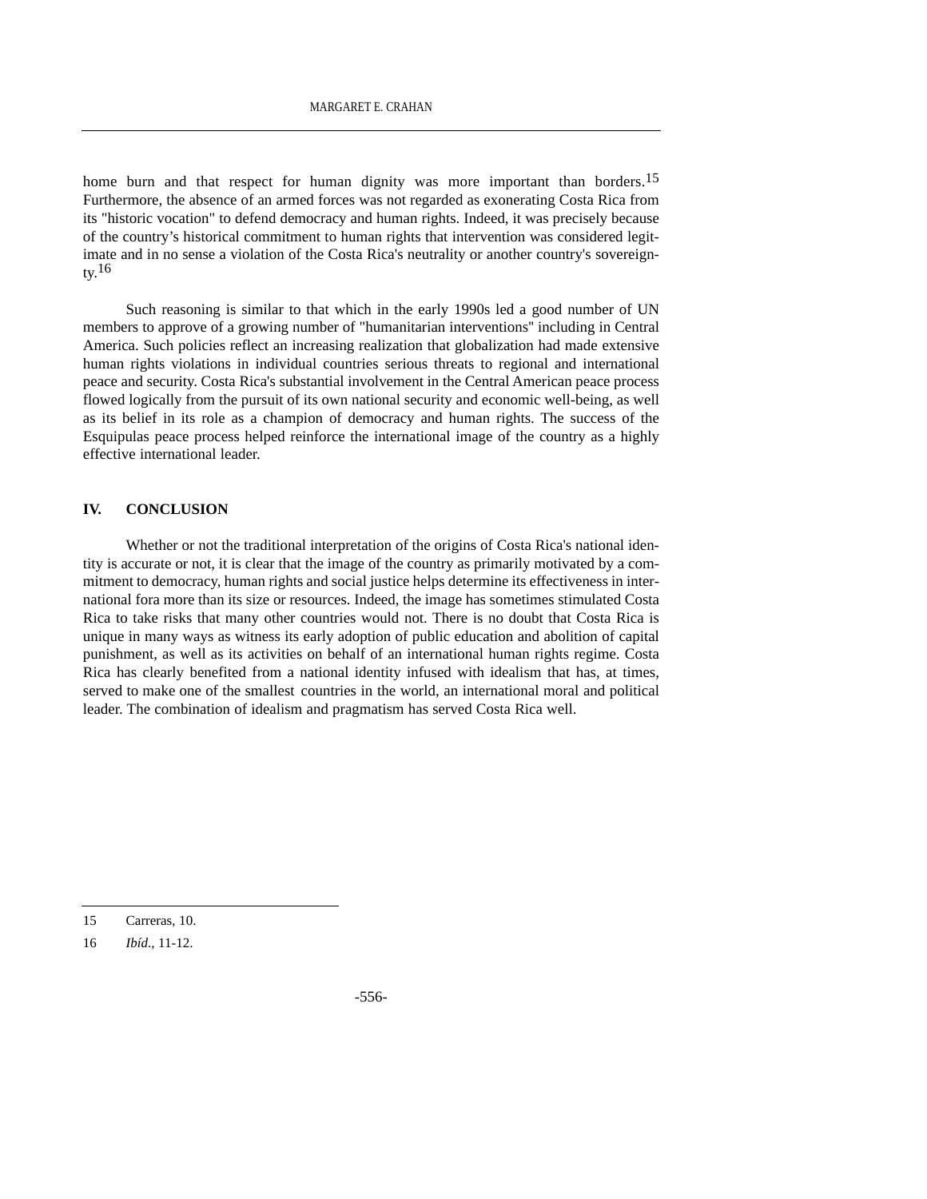home burn and that respect for human dignity was more important than borders.[15] Furthermore, the absence of an armed forces was not regarded as exonerating Costa Rica from its "historic vocation" to defend democracy and human rights. Indeed, it was precisely because of the country's historical commitment to human rights that intervention was considered legitimate and in no sense a violation of the Costa Rica's neutrality or another country's sovereignty.[16]

Such reasoning is similar to that which in the early 1990s led a good number of UN members to approve of a growing number of "humanitarian interventions" including in Central America. Such policies reflect an increasing realization that globalization had made extensive human rights violations in individual countries serious threats to regional and international peace and security. Costa Rica's substantial involvement in the Central American peace process flowed logically from the pursuit of its own national security and economic well-being, as well as its belief in its role as a champion of democracy and human rights. The success of the Esquipulas peace process helped reinforce the international image of the country as a highly effective international leader.

## IV. CONCLUSION

Whether or not the traditional interpretation of the origins of Costa Rica's national identity is accurate or not, it is clear that the image of the country as primarily motivated by a commitment to democracy, human rights and social justice helps determine its effectiveness in international fora more than its size or resources. Indeed, the image has sometimes stimulated Costa Rica to take risks that many other countries would not. There is no doubt that Costa Rica is unique in many ways as witness its early adoption of public education and abolition of capital punishment, as well as its activities on behalf of an international human rights regime. Costa Rica has clearly benefited from a national identity infused with idealism that has, at times, served to make one of the smallest countries in the world, an international moral and political leader. The combination of idealism and pragmatism has served Costa Rica well.

---

15 Carreras, 10.

16 *Ibíd.*, 11-12.